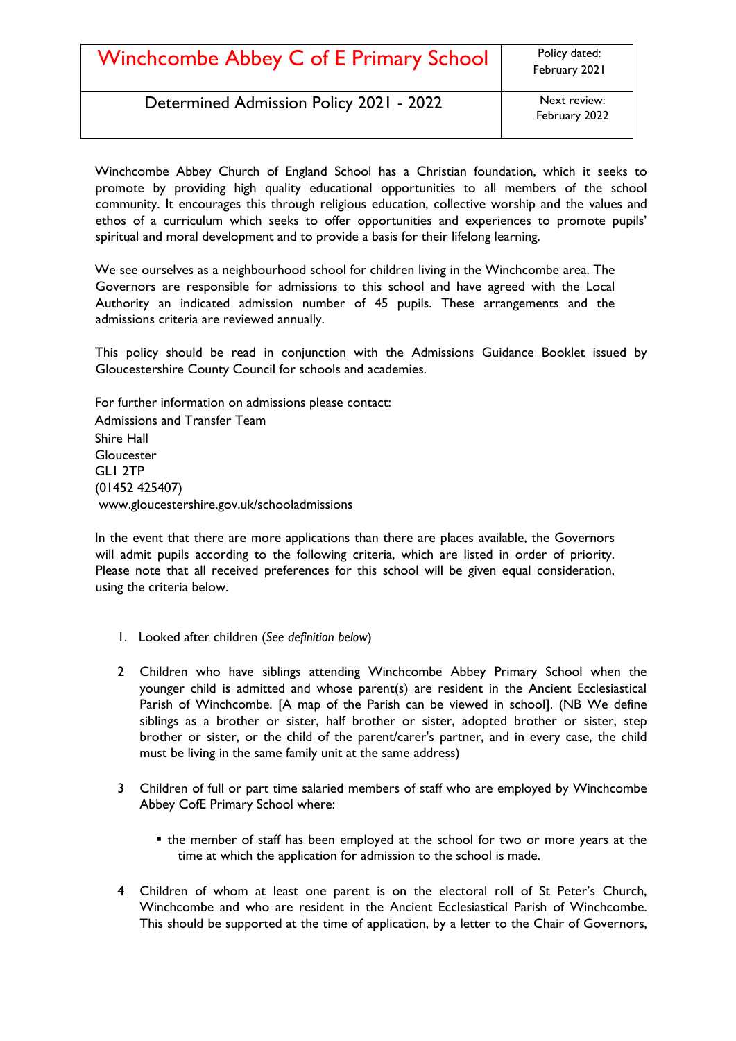| Winchcombe Abbey C of E Primary School | Policy dated: February 2021 |
|---|---|
| Determined Admission Policy 2021 - 2022 | Next review: February 2022 |

Winchcombe Abbey Church of England School has a Christian foundation, which it seeks to promote by providing high quality educational opportunities to all members of the school community. It encourages this through religious education, collective worship and the values and ethos of a curriculum which seeks to offer opportunities and experiences to promote pupils' spiritual and moral development and to provide a basis for their lifelong learning.

We see ourselves as a neighbourhood school for children living in the Winchcombe area. The Governors are responsible for admissions to this school and have agreed with the Local Authority an indicated admission number of 45 pupils. These arrangements and the admissions criteria are reviewed annually.

This policy should be read in conjunction with the Admissions Guidance Booklet issued by Gloucestershire County Council for schools and academies.

For further information on admissions please contact:
Admissions and Transfer Team
Shire Hall
Gloucester
GL1 2TP
(01452 425407)
www.gloucestershire.gov.uk/schooladmissions

In the event that there are more applications than there are places available, the Governors will admit pupils according to the following criteria, which are listed in order of priority. Please note that all received preferences for this school will be given equal consideration, using the criteria below.

1. Looked after children (*See definition below*)

2. Children who have siblings attending Winchcombe Abbey Primary School when the younger child is admitted and whose parent(s) are resident in the Ancient Ecclesiastical Parish of Winchcombe. [A map of the Parish can be viewed in school]. (NB We define siblings as a brother or sister, half brother or sister, adopted brother or sister, step brother or sister, or the child of the parent/carer's partner, and in every case, the child must be living in the same family unit at the same address)

3. Children of full or part time salaried members of staff who are employed by Winchcombe Abbey CofE Primary School where:

   - the member of staff has been employed at the school for two or more years at the time at which the application for admission to the school is made.

4. Children of whom at least one parent is on the electoral roll of St Peter's Church, Winchcombe and who are resident in the Ancient Ecclesiastical Parish of Winchcombe. This should be supported at the time of application, by a letter to the Chair of Governors,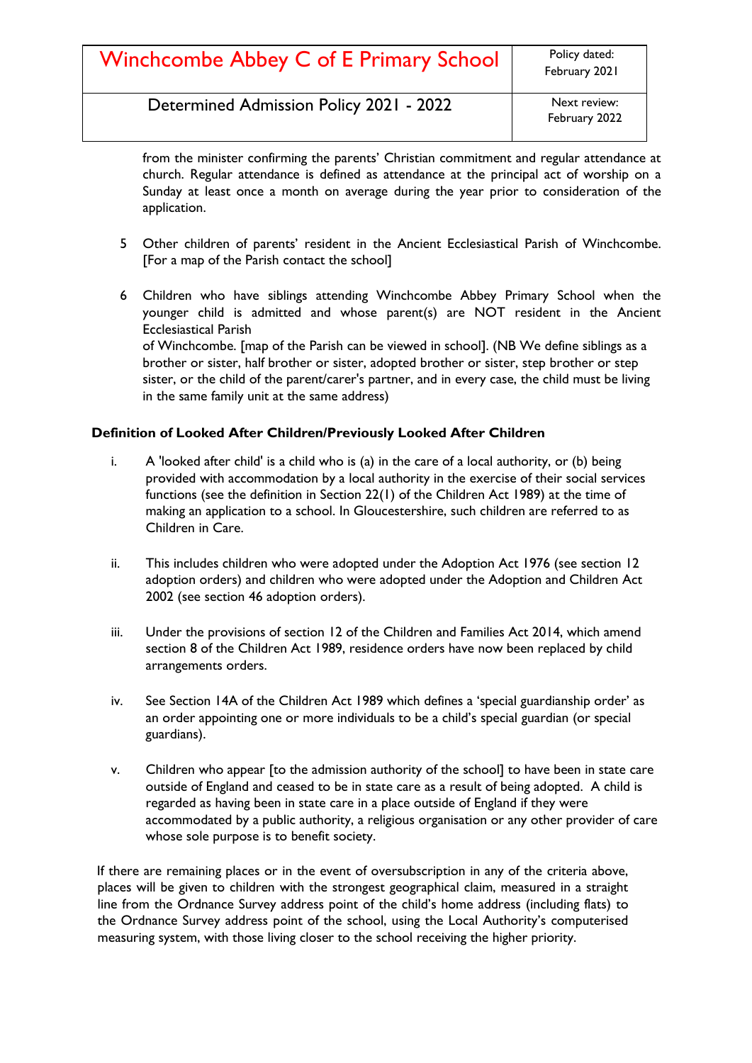from the minister confirming the parents' Christian commitment and regular attendance at church. Regular attendance is defined as attendance at the principal act of worship on a Sunday at least once a month on average during the year prior to consideration of the application.

5. Other children of parents' resident in the Ancient Ecclesiastical Parish of Winchcombe. [For a map of the Parish contact the school]

6. Children who have siblings attending Winchcombe Abbey Primary School when the younger child is admitted and whose parent(s) are NOT resident in the Ancient Ecclesiastical Parish
of Winchcombe. [map of the Parish can be viewed in school]. (NB We define siblings as a brother or sister, half brother or sister, adopted brother or sister, step brother or step sister, or the child of the parent/carer's partner, and in every case, the child must be living in the same family unit at the same address)

**Definition of Looked After Children/Previously Looked After Children**

i. A 'looked after child' is a child who is (a) in the care of a local authority, or (b) being provided with accommodation by a local authority in the exercise of their social services functions (see the definition in Section 22(1) of the Children Act 1989) at the time of making an application to a school. In Gloucestershire, such children are referred to as Children in Care.

ii. This includes children who were adopted under the Adoption Act 1976 (see section 12 adoption orders) and children who were adopted under the Adoption and Children Act 2002 (see section 46 adoption orders).

iii. Under the provisions of section 12 of the Children and Families Act 2014, which amend section 8 of the Children Act 1989, residence orders have now been replaced by child arrangements orders.

iv. See Section 14A of the Children Act 1989 which defines a 'special guardianship order' as an order appointing one or more individuals to be a child's special guardian (or special guardians).

v. Children who appear [to the admission authority of the school] to have been in state care outside of England and ceased to be in state care as a result of being adopted. A child is regarded as having been in state care in a place outside of England if they were accommodated by a public authority, a religious organisation or any other provider of care whose sole purpose is to benefit society.

If there are remaining places or in the event of oversubscription in any of the criteria above, places will be given to children with the strongest geographical claim, measured in a straight line from the Ordnance Survey address point of the child's home address (including flats) to the Ordnance Survey address point of the school, using the Local Authority's computerised measuring system, with those living closer to the school receiving the higher priority.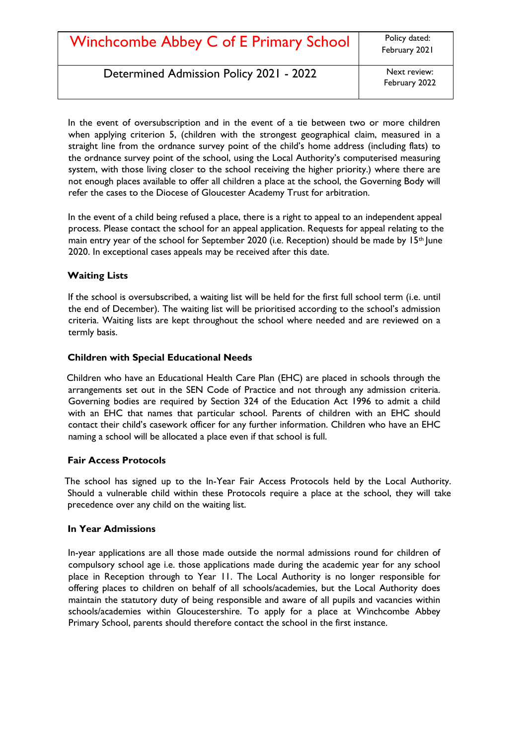In the event of oversubscription and in the event of a tie between two or more children when applying criterion 5, (children with the strongest geographical claim, measured in a straight line from the ordnance survey point of the child's home address (including flats) to the ordnance survey point of the school, using the Local Authority's computerised measuring system, with those living closer to the school receiving the higher priority.) where there are not enough places available to offer all children a place at the school, the Governing Body will refer the cases to the Diocese of Gloucester Academy Trust for arbitration.

In the event of a child being refused a place, there is a right to appeal to an independent appeal process. Please contact the school for an appeal application. Requests for appeal relating to the main entry year of the school for September 2020 (i.e. Reception) should be made by 15th June 2020. In exceptional cases appeals may be received after this date.

### Waiting Lists

If the school is oversubscribed, a waiting list will be held for the first full school term (i.e. until the end of December). The waiting list will be prioritised according to the school's admission criteria. Waiting lists are kept throughout the school where needed and are reviewed on a termly basis.

### Children with Special Educational Needs

Children who have an Educational Health Care Plan (EHC) are placed in schools through the arrangements set out in the SEN Code of Practice and not through any admission criteria. Governing bodies are required by Section 324 of the Education Act 1996 to admit a child with an EHC that names that particular school. Parents of children with an EHC should contact their child's casework officer for any further information. Children who have an EHC naming a school will be allocated a place even if that school is full.

### Fair Access Protocols

The school has signed up to the In-Year Fair Access Protocols held by the Local Authority. Should a vulnerable child within these Protocols require a place at the school, they will take precedence over any child on the waiting list.

### In Year Admissions

In-year applications are all those made outside the normal admissions round for children of compulsory school age i.e. those applications made during the academic year for any school place in Reception through to Year 11. The Local Authority is no longer responsible for offering places to children on behalf of all schools/academies, but the Local Authority does maintain the statutory duty of being responsible and aware of all pupils and vacancies within schools/academies within Gloucestershire. To apply for a place at Winchcombe Abbey Primary School, parents should therefore contact the school in the first instance.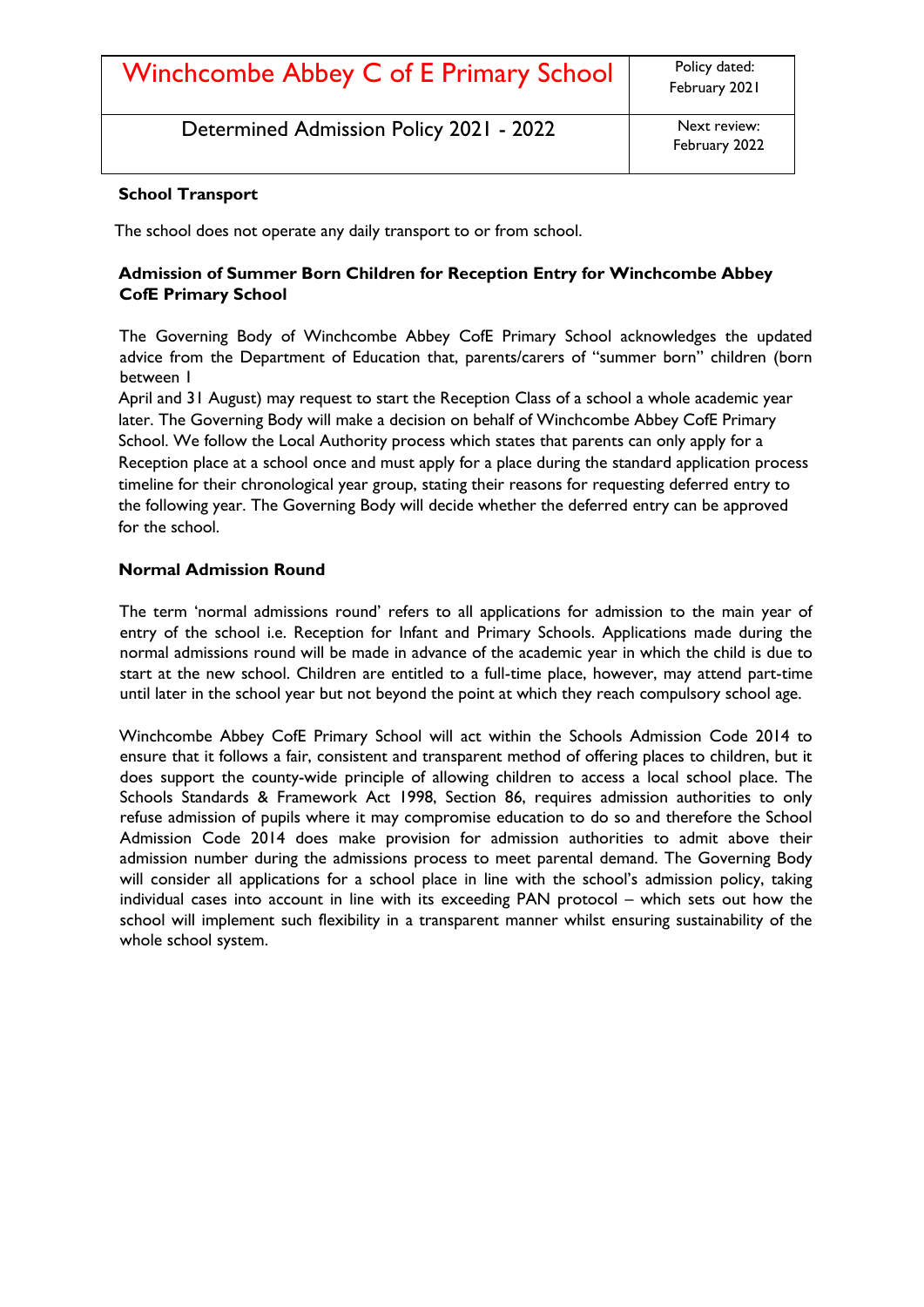**School Transport**

The school does not operate any daily transport to or from school.

**Admission of Summer Born Children for Reception Entry for Winchcombe Abbey CofE Primary School**

The Governing Body of Winchcombe Abbey CofE Primary School acknowledges the updated advice from the Department of Education that, parents/carers of "summer born" children (born between 1 April and 31 August) may request to start the Reception Class of a school a whole academic year later. The Governing Body will make a decision on behalf of Winchcombe Abbey CofE Primary School. We follow the Local Authority process which states that parents can only apply for a Reception place at a school once and must apply for a place during the standard application process timeline for their chronological year group, stating their reasons for requesting deferred entry to the following year. The Governing Body will decide whether the deferred entry can be approved for the school.

**Normal Admission Round**

The term 'normal admissions round' refers to all applications for admission to the main year of entry of the school i.e. Reception for Infant and Primary Schools. Applications made during the normal admissions round will be made in advance of the academic year in which the child is due to start at the new school. Children are entitled to a full-time place, however, may attend part-time until later in the school year but not beyond the point at which they reach compulsory school age.

Winchcombe Abbey CofE Primary School will act within the Schools Admission Code 2014 to ensure that it follows a fair, consistent and transparent method of offering places to children, but it does support the county-wide principle of allowing children to access a local school place. The Schools Standards & Framework Act 1998, Section 86, requires admission authorities to only refuse admission of pupils where it may compromise education to do so and therefore the School Admission Code 2014 does make provision for admission authorities to admit above their admission number during the admissions process to meet parental demand. The Governing Body will consider all applications for a school place in line with the school's admission policy, taking individual cases into account in line with its exceeding PAN protocol – which sets out how the school will implement such flexibility in a transparent manner whilst ensuring sustainability of the whole school system.